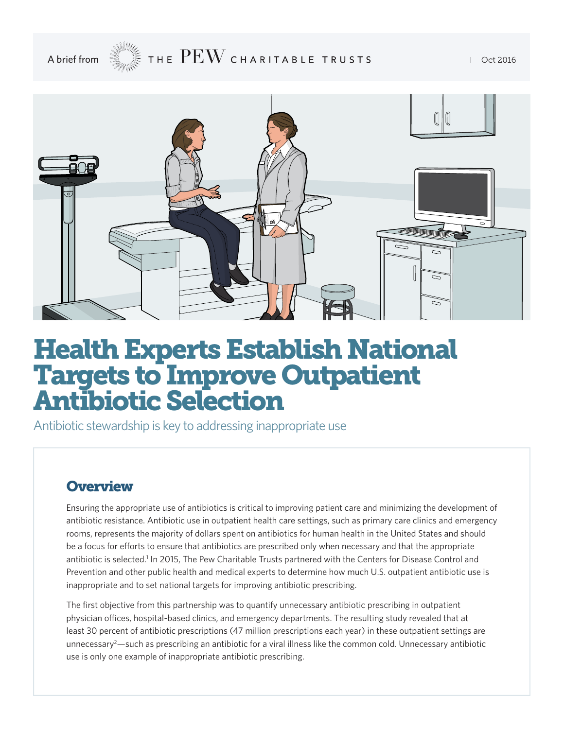A brief from THE PEW CHARITABLE TRUSTS | Oct 2016

# Health Experts Establish National Targets to Improve Outpatient Antibiotic Selection

Antibiotic stewardship is key to addressing inappropriate use

## Overview

Ensuring the appropriate use of antibiotics is critical to improving patient care and minimizing the development of antibiotic resistance. Antibiotic use in outpatient health care settings, such as primary care clinics and emergency rooms, represents the majority of dollars spent on antibiotics for human health in the United States and should be a focus for efforts to ensure that antibiotics are prescribed only when necessary and that the appropriate antibiotic is selected.[1] In 2015, The Pew Charitable Trusts partnered with the Centers for Disease Control and Prevention and other public health and medical experts to determine how much U.S. outpatient antibiotic use is inappropriate and to set national targets for improving antibiotic prescribing.

The first objective from this partnership was to quantify unnecessary antibiotic prescribing in outpatient physician offices, hospital-based clinics, and emergency departments. The resulting study revealed that at least 30 percent of antibiotic prescriptions (47 million prescriptions each year) in these outpatient settings are unnecessary[2]—such as prescribing an antibiotic for a viral illness like the common cold. Unnecessary antibiotic use is only one example of inappropriate antibiotic prescribing.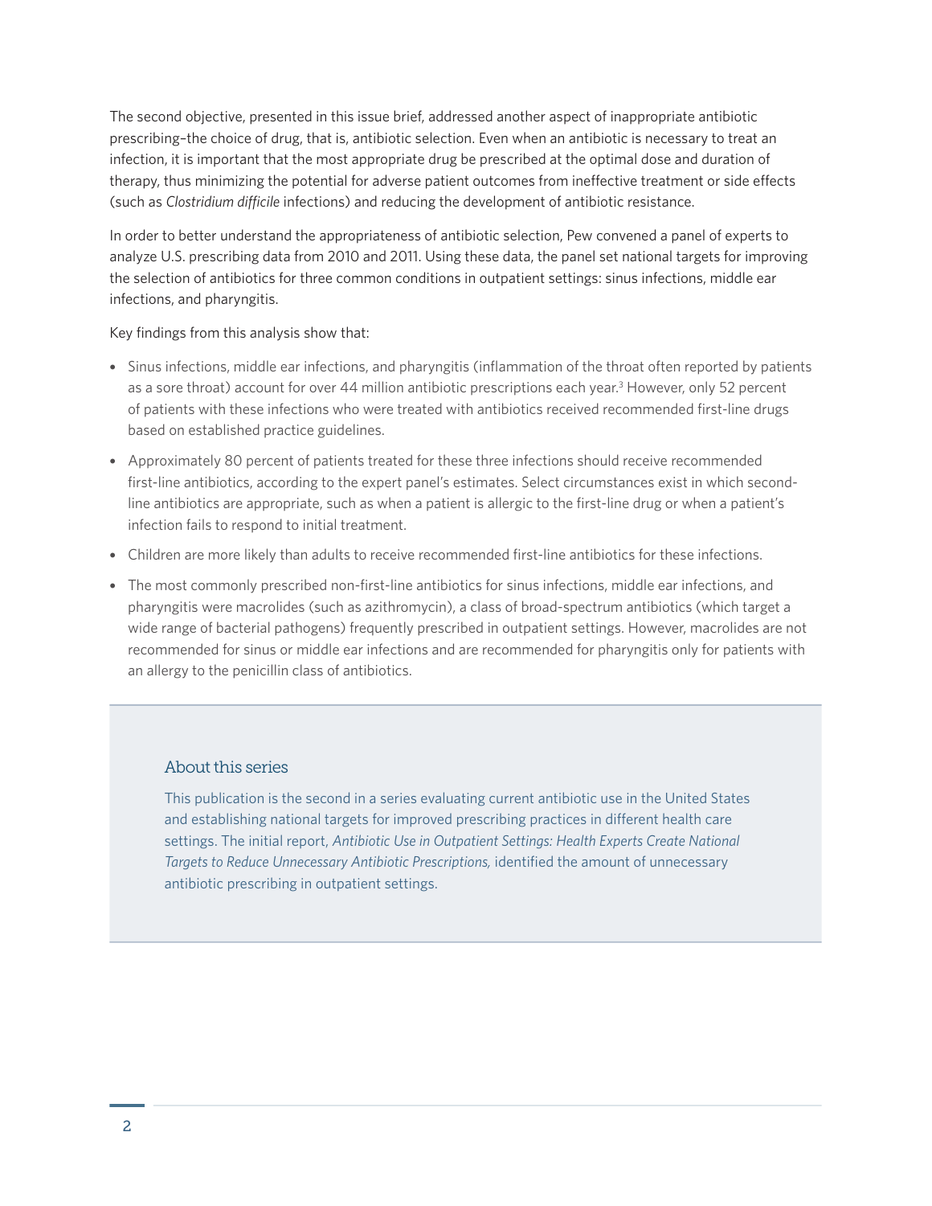The second objective, presented in this issue brief, addressed another aspect of inappropriate antibiotic prescribing–the choice of drug, that is, antibiotic selection. Even when an antibiotic is necessary to treat an infection, it is important that the most appropriate drug be prescribed at the optimal dose and duration of therapy, thus minimizing the potential for adverse patient outcomes from ineffective treatment or side effects (such as *Clostridium difficile* infections) and reducing the development of antibiotic resistance.

In order to better understand the appropriateness of antibiotic selection, Pew convened a panel of experts to analyze U.S. prescribing data from 2010 and 2011. Using these data, the panel set national targets for improving the selection of antibiotics for three common conditions in outpatient settings: sinus infections, middle ear infections, and pharyngitis.

Key findings from this analysis show that:

- Sinus infections, middle ear infections, and pharyngitis (inflammation of the throat often reported by patients as a sore throat) account for over 44 million antibiotic prescriptions each year.[3] However, only 52 percent of patients with these infections who were treated with antibiotics received recommended first-line drugs based on established practice guidelines.
- Approximately 80 percent of patients treated for these three infections should receive recommended first-line antibiotics, according to the expert panel's estimates. Select circumstances exist in which second-line antibiotics are appropriate, such as when a patient is allergic to the first-line drug or when a patient's infection fails to respond to initial treatment.
- Children are more likely than adults to receive recommended first-line antibiotics for these infections.
- The most commonly prescribed non-first-line antibiotics for sinus infections, middle ear infections, and pharyngitis were macrolides (such as azithromycin), a class of broad-spectrum antibiotics (which target a wide range of bacterial pathogens) frequently prescribed in outpatient settings. However, macrolides are not recommended for sinus or middle ear infections and are recommended for pharyngitis only for patients with an allergy to the penicillin class of antibiotics.

## About this series

This publication is the second in a series evaluating current antibiotic use in the United States and establishing national targets for improved prescribing practices in different health care settings. The initial report, *Antibiotic Use in Outpatient Settings: Health Experts Create National Targets to Reduce Unnecessary Antibiotic Prescriptions,* identified the amount of unnecessary antibiotic prescribing in outpatient settings.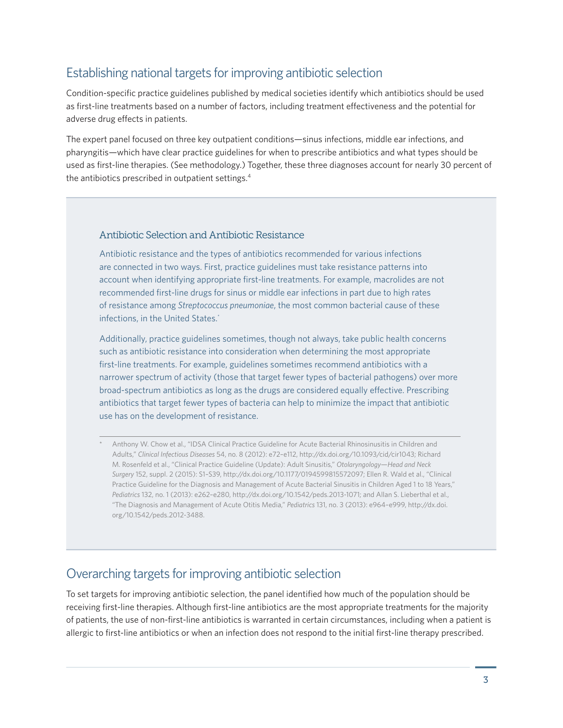## Establishing national targets for improving antibiotic selection

Condition-specific practice guidelines published by medical societies identify which antibiotics should be used as first-line treatments based on a number of factors, including treatment effectiveness and the potential for adverse drug effects in patients.

The expert panel focused on three key outpatient conditions—sinus infections, middle ear infections, and pharyngitis—which have clear practice guidelines for when to prescribe antibiotics and what types should be used as first-line therapies. (See methodology.) Together, these three diagnoses account for nearly 30 percent of the antibiotics prescribed in outpatient settings.[4]

### Antibiotic Selection and Antibiotic Resistance

Antibiotic resistance and the types of antibiotics recommended for various infections are connected in two ways. First, practice guidelines must take resistance patterns into account when identifying appropriate first-line treatments. For example, macrolides are not recommended first-line drugs for sinus or middle ear infections in part due to high rates of resistance among *Streptococcus pneumoniae*, the most common bacterial cause of these infections, in the United States.[*]

Additionally, practice guidelines sometimes, though not always, take public health concerns such as antibiotic resistance into consideration when determining the most appropriate first-line treatments. For example, guidelines sometimes recommend antibiotics with a narrower spectrum of activity (those that target fewer types of bacterial pathogens) over more broad-spectrum antibiotics as long as the drugs are considered equally effective. Prescribing antibiotics that target fewer types of bacteria can help to minimize the impact that antibiotic use has on the development of resistance.

\* Anthony W. Chow et al., "IDSA Clinical Practice Guideline for Acute Bacterial Rhinosinusitis in Children and Adults," *Clinical Infectious Diseases* 54, no. 8 (2012): e72–e112, http://dx.doi.org/10.1093/cid/cir1043; Richard M. Rosenfeld et al., "Clinical Practice Guideline (Update): Adult Sinusitis," *Otolaryngology—Head and Neck Surgery* 152, suppl. 2 (2015): S1–S39, http://dx.doi.org/10.1177/0194599815572097; Ellen R. Wald et al., "Clinical Practice Guideline for the Diagnosis and Management of Acute Bacterial Sinusitis in Children Aged 1 to 18 Years," *Pediatrics* 132, no. 1 (2013): e262–e280, http://dx.doi.org/10.1542/peds.2013-1071; and Allan S. Lieberthal et al., "The Diagnosis and Management of Acute Otitis Media," *Pediatrics* 131, no. 3 (2013): e964–e999, http://dx.doi.org/10.1542/peds.2012-3488.

## Overarching targets for improving antibiotic selection

To set targets for improving antibiotic selection, the panel identified how much of the population should be receiving first-line therapies. Although first-line antibiotics are the most appropriate treatments for the majority of patients, the use of non-first-line antibiotics is warranted in certain circumstances, including when a patient is allergic to first-line antibiotics or when an infection does not respond to the initial first-line therapy prescribed.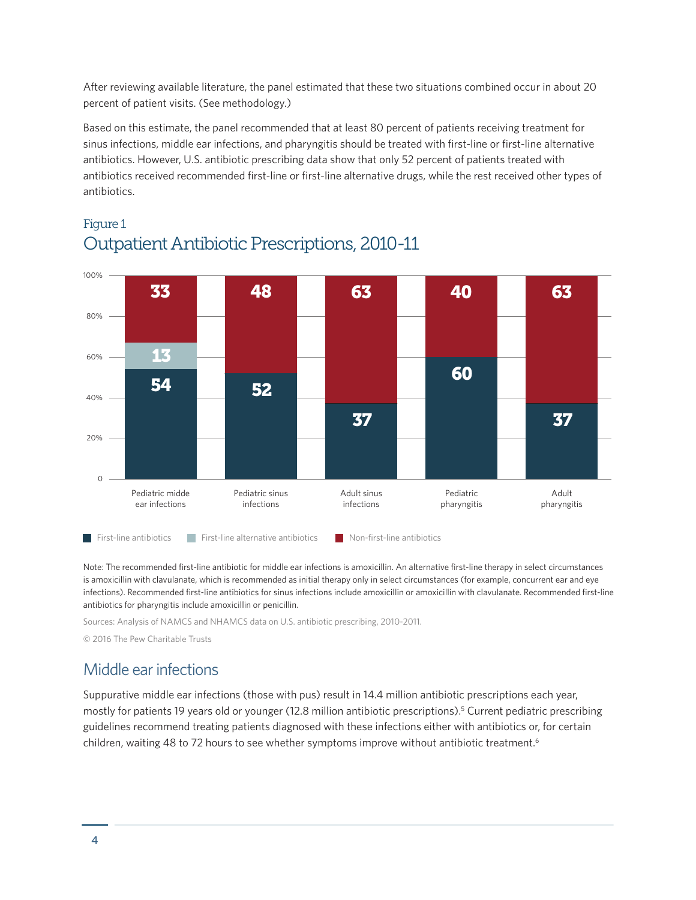After reviewing available literature, the panel estimated that these two situations combined occur in about 20 percent of patient visits. (See methodology.)

Based on this estimate, the panel recommended that at least 80 percent of patients receiving treatment for sinus infections, middle ear infections, and pharyngitis should be treated with first-line or first-line alternative antibiotics. However, U.S. antibiotic prescribing data show that only 52 percent of patients treated with antibiotics received recommended first-line or first-line alternative drugs, while the rest received other types of antibiotics.

Figure 1

## Outpatient Antibiotic Prescriptions, 2010-11

| | First-line antibiotics | First-line alternative antibiotics | Non-first-line antibiotics |
|---|---|---|---|
| Pediatric midde ear infections | 54 | 13 | 33 |
| Pediatric sinus infections | 52 | | 48 |
| Adult sinus infections | 37 | | 63 |
| Pediatric pharyngitis | 60 | | 40 |
| Adult pharyngitis | 37 | | 63 |

Note: The recommended first-line antibiotic for middle ear infections is amoxicillin. An alternative first-line therapy in select circumstances is amoxicillin with clavulanate, which is recommended as initial therapy only in select circumstances (for example, concurrent ear and eye infections). Recommended first-line antibiotics for sinus infections include amoxicillin or amoxicillin with clavulanate. Recommended first-line antibiotics for pharyngitis include amoxicillin or penicillin.

Sources: Analysis of NAMCS and NHAMCS data on U.S. antibiotic prescribing, 2010-2011.

© 2016 The Pew Charitable Trusts

## Middle ear infections

Suppurative middle ear infections (those with pus) result in 14.4 million antibiotic prescriptions each year, mostly for patients 19 years old or younger (12.8 million antibiotic prescriptions).[5] Current pediatric prescribing guidelines recommend treating patients diagnosed with these infections either with antibiotics or, for certain children, waiting 48 to 72 hours to see whether symptoms improve without antibiotic treatment.[6]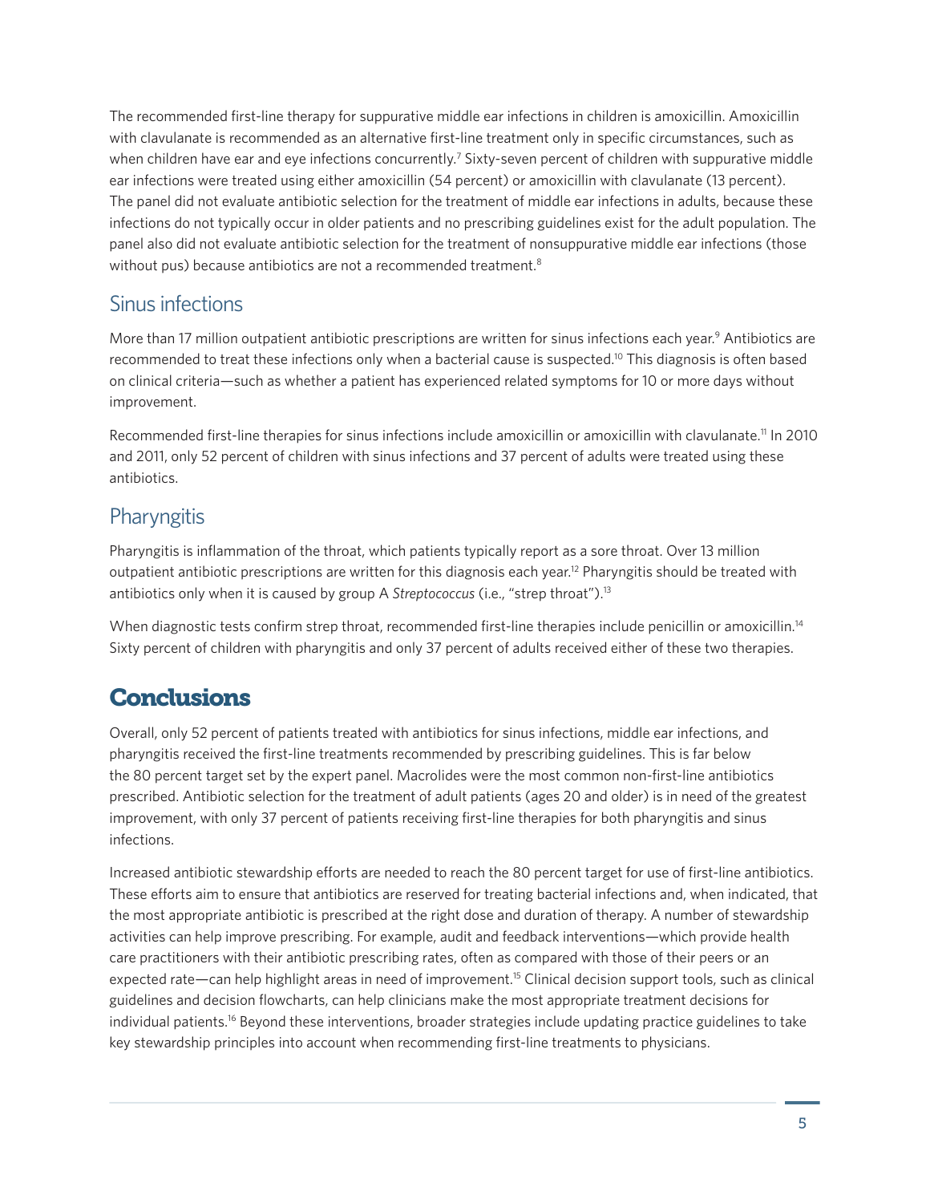The recommended first-line therapy for suppurative middle ear infections in children is amoxicillin. Amoxicillin with clavulanate is recommended as an alternative first-line treatment only in specific circumstances, such as when children have ear and eye infections concurrently.[7] Sixty-seven percent of children with suppurative middle ear infections were treated using either amoxicillin (54 percent) or amoxicillin with clavulanate (13 percent). The panel did not evaluate antibiotic selection for the treatment of middle ear infections in adults, because these infections do not typically occur in older patients and no prescribing guidelines exist for the adult population. The panel also did not evaluate antibiotic selection for the treatment of nonsuppurative middle ear infections (those without pus) because antibiotics are not a recommended treatment.[8]

## Sinus infections

More than 17 million outpatient antibiotic prescriptions are written for sinus infections each year.[9] Antibiotics are recommended to treat these infections only when a bacterial cause is suspected.[10] This diagnosis is often based on clinical criteria—such as whether a patient has experienced related symptoms for 10 or more days without improvement.

Recommended first-line therapies for sinus infections include amoxicillin or amoxicillin with clavulanate.[11] In 2010 and 2011, only 52 percent of children with sinus infections and 37 percent of adults were treated using these antibiotics.

## Pharyngitis

Pharyngitis is inflammation of the throat, which patients typically report as a sore throat. Over 13 million outpatient antibiotic prescriptions are written for this diagnosis each year.[12] Pharyngitis should be treated with antibiotics only when it is caused by group A *Streptococcus* (i.e., "strep throat").[13]

When diagnostic tests confirm strep throat, recommended first-line therapies include penicillin or amoxicillin.[14] Sixty percent of children with pharyngitis and only 37 percent of adults received either of these two therapies.

# Conclusions

Overall, only 52 percent of patients treated with antibiotics for sinus infections, middle ear infections, and pharyngitis received the first-line treatments recommended by prescribing guidelines. This is far below the 80 percent target set by the expert panel. Macrolides were the most common non-first-line antibiotics prescribed. Antibiotic selection for the treatment of adult patients (ages 20 and older) is in need of the greatest improvement, with only 37 percent of patients receiving first-line therapies for both pharyngitis and sinus infections.

Increased antibiotic stewardship efforts are needed to reach the 80 percent target for use of first-line antibiotics. These efforts aim to ensure that antibiotics are reserved for treating bacterial infections and, when indicated, that the most appropriate antibiotic is prescribed at the right dose and duration of therapy. A number of stewardship activities can help improve prescribing. For example, audit and feedback interventions—which provide health care practitioners with their antibiotic prescribing rates, often as compared with those of their peers or an expected rate—can help highlight areas in need of improvement.[15] Clinical decision support tools, such as clinical guidelines and decision flowcharts, can help clinicians make the most appropriate treatment decisions for individual patients.[16] Beyond these interventions, broader strategies include updating practice guidelines to take key stewardship principles into account when recommending first-line treatments to physicians.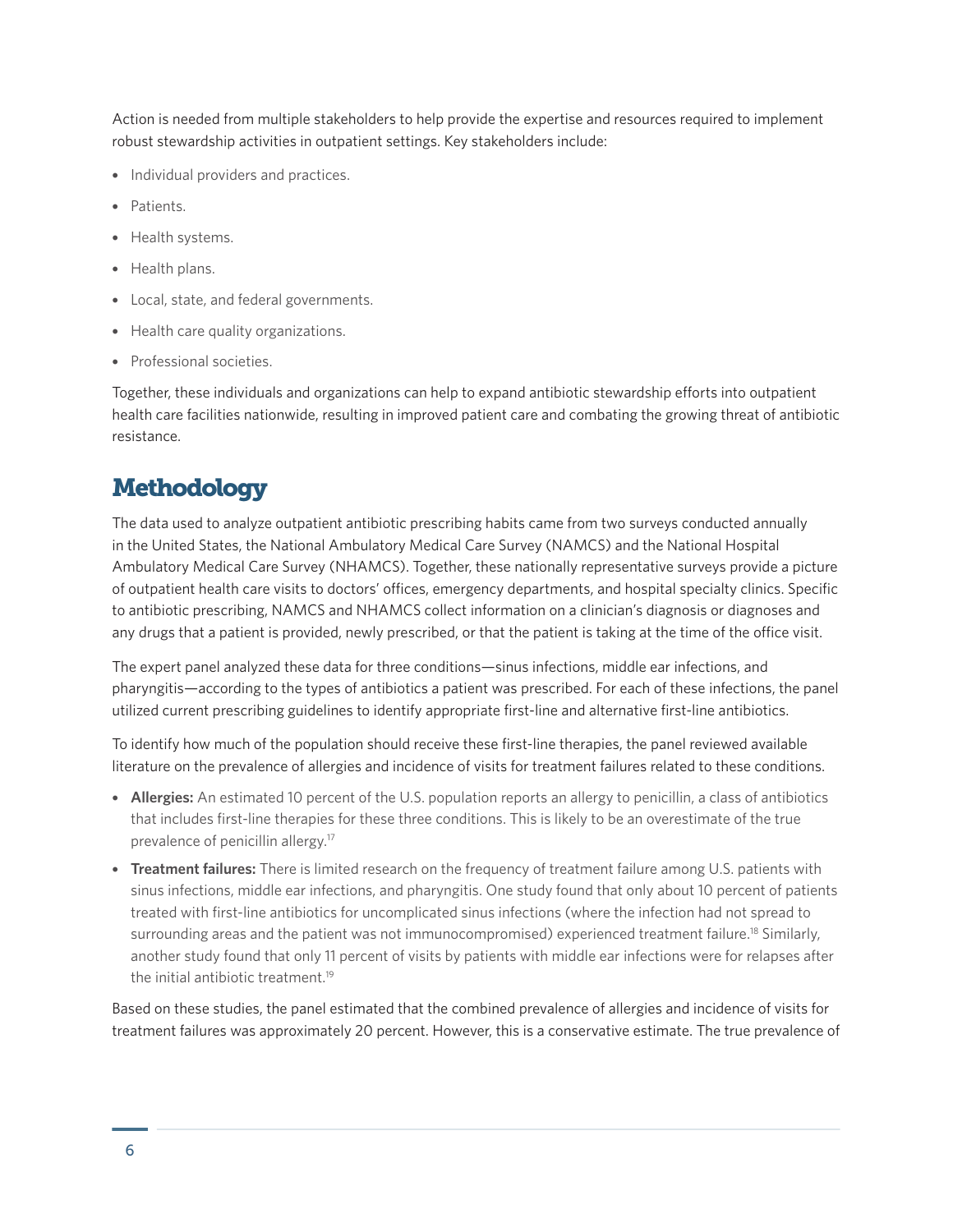Action is needed from multiple stakeholders to help provide the expertise and resources required to implement robust stewardship activities in outpatient settings. Key stakeholders include:

- Individual providers and practices.
- Patients.
- Health systems.
- Health plans.
- Local, state, and federal governments.
- Health care quality organizations.
- Professional societies.

Together, these individuals and organizations can help to expand antibiotic stewardship efforts into outpatient health care facilities nationwide, resulting in improved patient care and combating the growing threat of antibiotic resistance.

## Methodology

The data used to analyze outpatient antibiotic prescribing habits came from two surveys conducted annually in the United States, the National Ambulatory Medical Care Survey (NAMCS) and the National Hospital Ambulatory Medical Care Survey (NHAMCS). Together, these nationally representative surveys provide a picture of outpatient health care visits to doctors' offices, emergency departments, and hospital specialty clinics. Specific to antibiotic prescribing, NAMCS and NHAMCS collect information on a clinician's diagnosis or diagnoses and any drugs that a patient is provided, newly prescribed, or that the patient is taking at the time of the office visit.

The expert panel analyzed these data for three conditions—sinus infections, middle ear infections, and pharyngitis—according to the types of antibiotics a patient was prescribed. For each of these infections, the panel utilized current prescribing guidelines to identify appropriate first-line and alternative first-line antibiotics.

To identify how much of the population should receive these first-line therapies, the panel reviewed available literature on the prevalence of allergies and incidence of visits for treatment failures related to these conditions.

- **Allergies:** An estimated 10 percent of the U.S. population reports an allergy to penicillin, a class of antibiotics that includes first-line therapies for these three conditions. This is likely to be an overestimate of the true prevalence of penicillin allergy.[17]
- **Treatment failures:** There is limited research on the frequency of treatment failure among U.S. patients with sinus infections, middle ear infections, and pharyngitis. One study found that only about 10 percent of patients treated with first-line antibiotics for uncomplicated sinus infections (where the infection had not spread to surrounding areas and the patient was not immunocompromised) experienced treatment failure.[18] Similarly, another study found that only 11 percent of visits by patients with middle ear infections were for relapses after the initial antibiotic treatment.[19]

Based on these studies, the panel estimated that the combined prevalence of allergies and incidence of visits for treatment failures was approximately 20 percent. However, this is a conservative estimate. The true prevalence of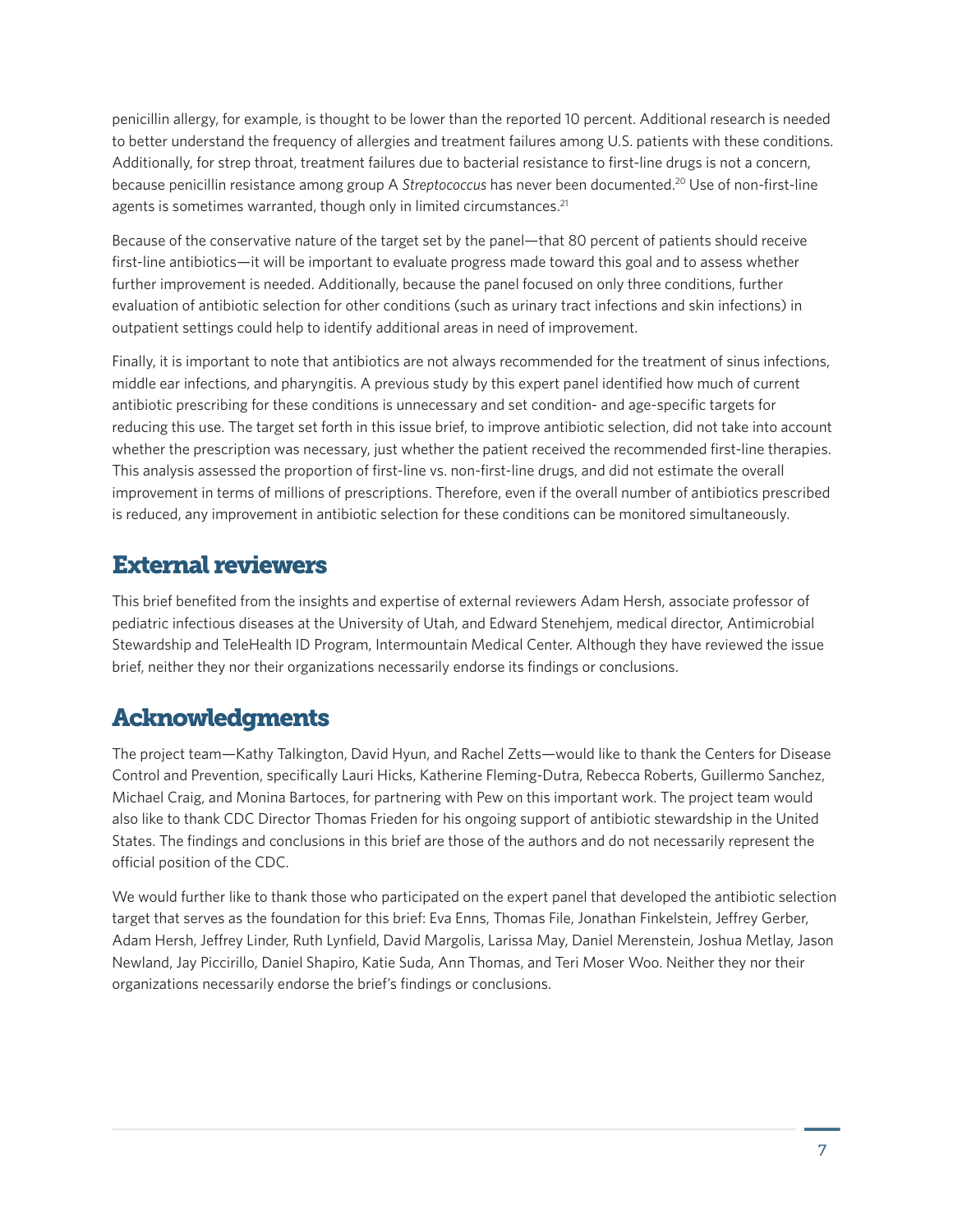penicillin allergy, for example, is thought to be lower than the reported 10 percent. Additional research is needed to better understand the frequency of allergies and treatment failures among U.S. patients with these conditions. Additionally, for strep throat, treatment failures due to bacterial resistance to first-line drugs is not a concern, because penicillin resistance among group A *Streptococcus* has never been documented.[20] Use of non-first-line agents is sometimes warranted, though only in limited circumstances.[21]

Because of the conservative nature of the target set by the panel—that 80 percent of patients should receive first-line antibiotics—it will be important to evaluate progress made toward this goal and to assess whether further improvement is needed. Additionally, because the panel focused on only three conditions, further evaluation of antibiotic selection for other conditions (such as urinary tract infections and skin infections) in outpatient settings could help to identify additional areas in need of improvement.

Finally, it is important to note that antibiotics are not always recommended for the treatment of sinus infections, middle ear infections, and pharyngitis. A previous study by this expert panel identified how much of current antibiotic prescribing for these conditions is unnecessary and set condition- and age-specific targets for reducing this use. The target set forth in this issue brief, to improve antibiotic selection, did not take into account whether the prescription was necessary, just whether the patient received the recommended first-line therapies. This analysis assessed the proportion of first-line vs. non-first-line drugs, and did not estimate the overall improvement in terms of millions of prescriptions. Therefore, even if the overall number of antibiotics prescribed is reduced, any improvement in antibiotic selection for these conditions can be monitored simultaneously.

## External reviewers

This brief benefited from the insights and expertise of external reviewers Adam Hersh, associate professor of pediatric infectious diseases at the University of Utah, and Edward Stenehjem, medical director, Antimicrobial Stewardship and TeleHealth ID Program, Intermountain Medical Center. Although they have reviewed the issue brief, neither they nor their organizations necessarily endorse its findings or conclusions.

## Acknowledgments

The project team—Kathy Talkington, David Hyun, and Rachel Zetts—would like to thank the Centers for Disease Control and Prevention, specifically Lauri Hicks, Katherine Fleming-Dutra, Rebecca Roberts, Guillermo Sanchez, Michael Craig, and Monina Bartoces, for partnering with Pew on this important work. The project team would also like to thank CDC Director Thomas Frieden for his ongoing support of antibiotic stewardship in the United States. The findings and conclusions in this brief are those of the authors and do not necessarily represent the official position of the CDC.

We would further like to thank those who participated on the expert panel that developed the antibiotic selection target that serves as the foundation for this brief: Eva Enns, Thomas File, Jonathan Finkelstein, Jeffrey Gerber, Adam Hersh, Jeffrey Linder, Ruth Lynfield, David Margolis, Larissa May, Daniel Merenstein, Joshua Metlay, Jason Newland, Jay Piccirillo, Daniel Shapiro, Katie Suda, Ann Thomas, and Teri Moser Woo. Neither they nor their organizations necessarily endorse the brief's findings or conclusions.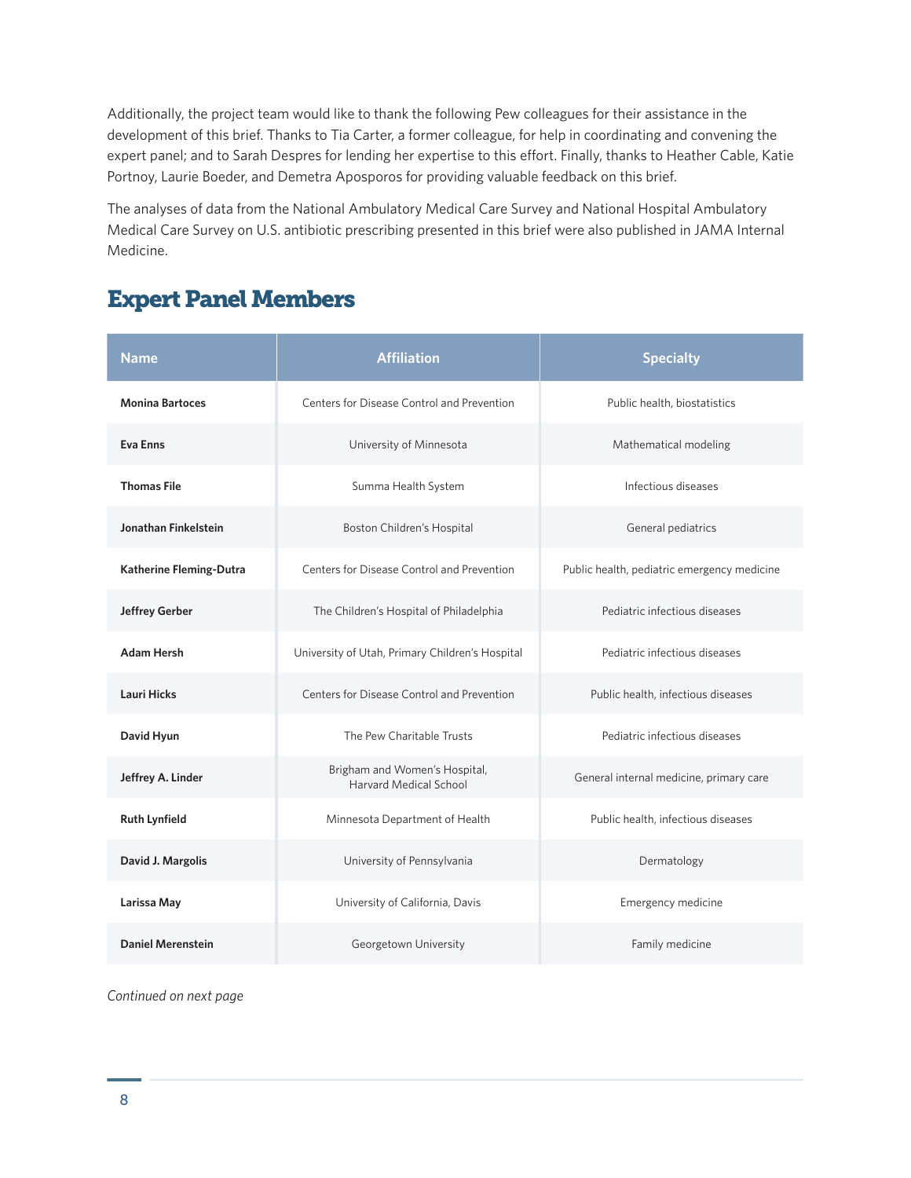Additionally, the project team would like to thank the following Pew colleagues for their assistance in the development of this brief. Thanks to Tia Carter, a former colleague, for help in coordinating and convening the expert panel; and to Sarah Despres for lending her expertise to this effort. Finally, thanks to Heather Cable, Katie Portnoy, Laurie Boeder, and Demetra Aposporos for providing valuable feedback on this brief.

The analyses of data from the National Ambulatory Medical Care Survey and National Hospital Ambulatory Medical Care Survey on U.S. antibiotic prescribing presented in this brief were also published in JAMA Internal Medicine.

## Expert Panel Members

| Name | Affiliation | Specialty |
|---|---|---|
| **Monina Bartoces** | Centers for Disease Control and Prevention | Public health, biostatistics |
| **Eva Enns** | University of Minnesota | Mathematical modeling |
| **Thomas File** | Summa Health System | Infectious diseases |
| **Jonathan Finkelstein** | Boston Children's Hospital | General pediatrics |
| **Katherine Fleming-Dutra** | Centers for Disease Control and Prevention | Public health, pediatric emergency medicine |
| **Jeffrey Gerber** | The Children's Hospital of Philadelphia | Pediatric infectious diseases |
| **Adam Hersh** | University of Utah, Primary Children's Hospital | Pediatric infectious diseases |
| **Lauri Hicks** | Centers for Disease Control and Prevention | Public health, infectious diseases |
| **David Hyun** | The Pew Charitable Trusts | Pediatric infectious diseases |
| **Jeffrey A. Linder** | Brigham and Women's Hospital, Harvard Medical School | General internal medicine, primary care |
| **Ruth Lynfield** | Minnesota Department of Health | Public health, infectious diseases |
| **David J. Margolis** | University of Pennsylvania | Dermatology |
| **Larissa May** | University of California, Davis | Emergency medicine |
| **Daniel Merenstein** | Georgetown University | Family medicine |

*Continued on next page*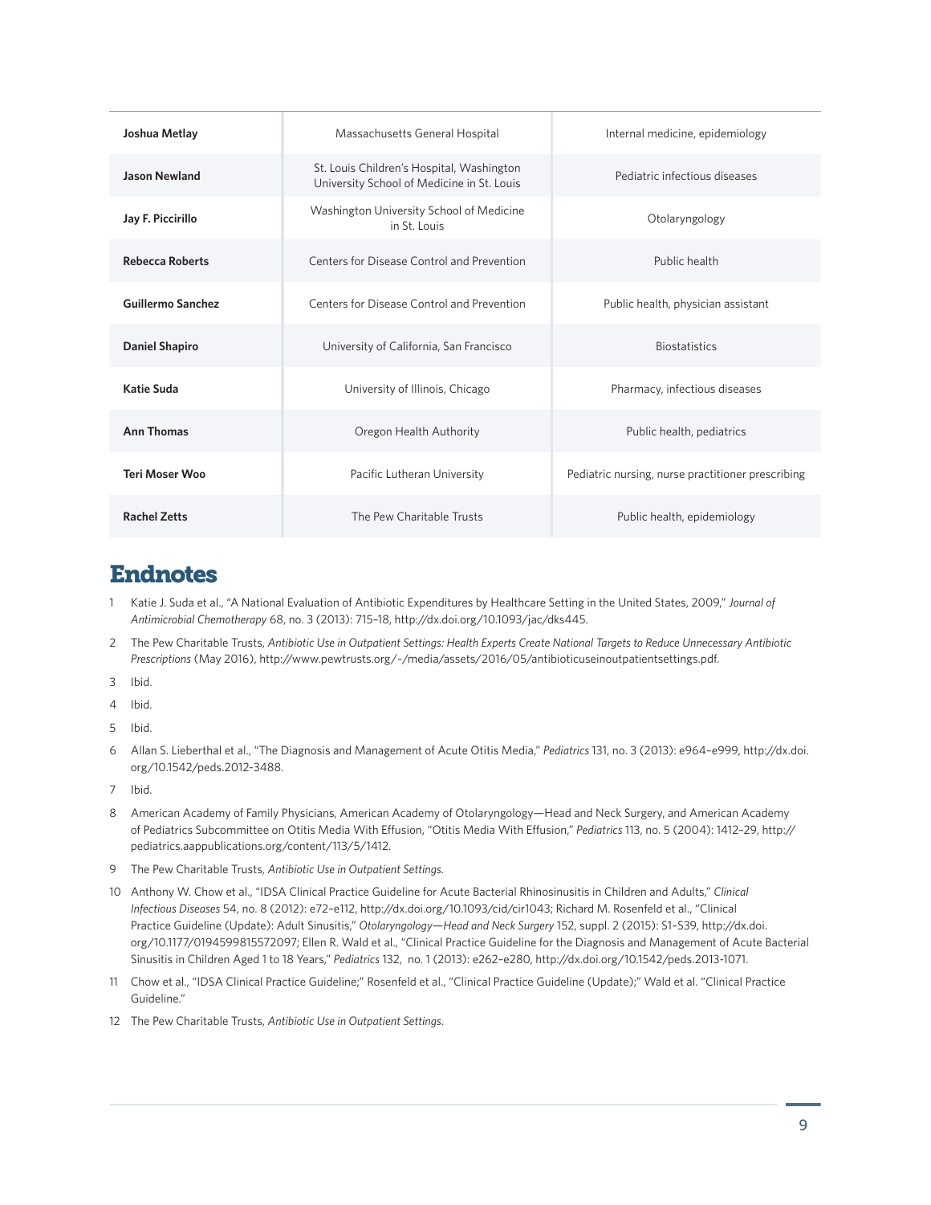| | | |
|---|---|---|
| **Joshua Metlay** | Massachusetts General Hospital | Internal medicine, epidemiology |
| **Jason Newland** | St. Louis Children's Hospital, Washington University School of Medicine in St. Louis | Pediatric infectious diseases |
| **Jay F. Piccirillo** | Washington University School of Medicine in St. Louis | Otolaryngology |
| **Rebecca Roberts** | Centers for Disease Control and Prevention | Public health |
| **Guillermo Sanchez** | Centers for Disease Control and Prevention | Public health, physician assistant |
| **Daniel Shapiro** | University of California, San Francisco | Biostatistics |
| **Katie Suda** | University of Illinois, Chicago | Pharmacy, infectious diseases |
| **Ann Thomas** | Oregon Health Authority | Public health, pediatrics |
| **Teri Moser Woo** | Pacific Lutheran University | Pediatric nursing, nurse practitioner prescribing |
| **Rachel Zetts** | The Pew Charitable Trusts | Public health, epidemiology |

# Endnotes

1. Katie J. Suda et al., "A National Evaluation of Antibiotic Expenditures by Healthcare Setting in the United States, 2009," *Journal of Antimicrobial Chemotherapy* 68, no. 3 (2013): 715–18, http://dx.doi.org/10.1093/jac/dks445.
2. The Pew Charitable Trusts, *Antibiotic Use in Outpatient Settings: Health Experts Create National Targets to Reduce Unnecessary Antibiotic Prescriptions* (May 2016), http://www.pewtrusts.org/~/media/assets/2016/05/antibioticuseinoutpatientsettings.pdf.
3. Ibid.
4. Ibid.
5. Ibid.
6. Allan S. Lieberthal et al., "The Diagnosis and Management of Acute Otitis Media," *Pediatrics* 131, no. 3 (2013): e964–e999, http://dx.doi.org/10.1542/peds.2012-3488.
7. Ibid.
8. American Academy of Family Physicians, American Academy of Otolaryngology—Head and Neck Surgery, and American Academy of Pediatrics Subcommittee on Otitis Media With Effusion, "Otitis Media With Effusion," *Pediatrics* 113, no. 5 (2004): 1412–29, http://pediatrics.aappublications.org/content/113/5/1412.
9. The Pew Charitable Trusts, *Antibiotic Use in Outpatient Settings.*
10. Anthony W. Chow et al., "IDSA Clinical Practice Guideline for Acute Bacterial Rhinosinusitis in Children and Adults," *Clinical Infectious Diseases* 54, no. 8 (2012): e72–e112, http://dx.doi.org/10.1093/cid/cir1043; Richard M. Rosenfeld et al., "Clinical Practice Guideline (Update): Adult Sinusitis," *Otolaryngology—Head and Neck Surgery* 152, suppl. 2 (2015): S1–S39, http://dx.doi.org/10.1177/0194599815572097; Ellen R. Wald et al., "Clinical Practice Guideline for the Diagnosis and Management of Acute Bacterial Sinusitis in Children Aged 1 to 18 Years," *Pediatrics* 132, no. 1 (2013): e262–e280, http://dx.doi.org/10.1542/peds.2013-1071.
11. Chow et al., "IDSA Clinical Practice Guideline;" Rosenfeld et al., "Clinical Practice Guideline (Update);" Wald et al. "Clinical Practice Guideline."
12. The Pew Charitable Trusts, *Antibiotic Use in Outpatient Settings.*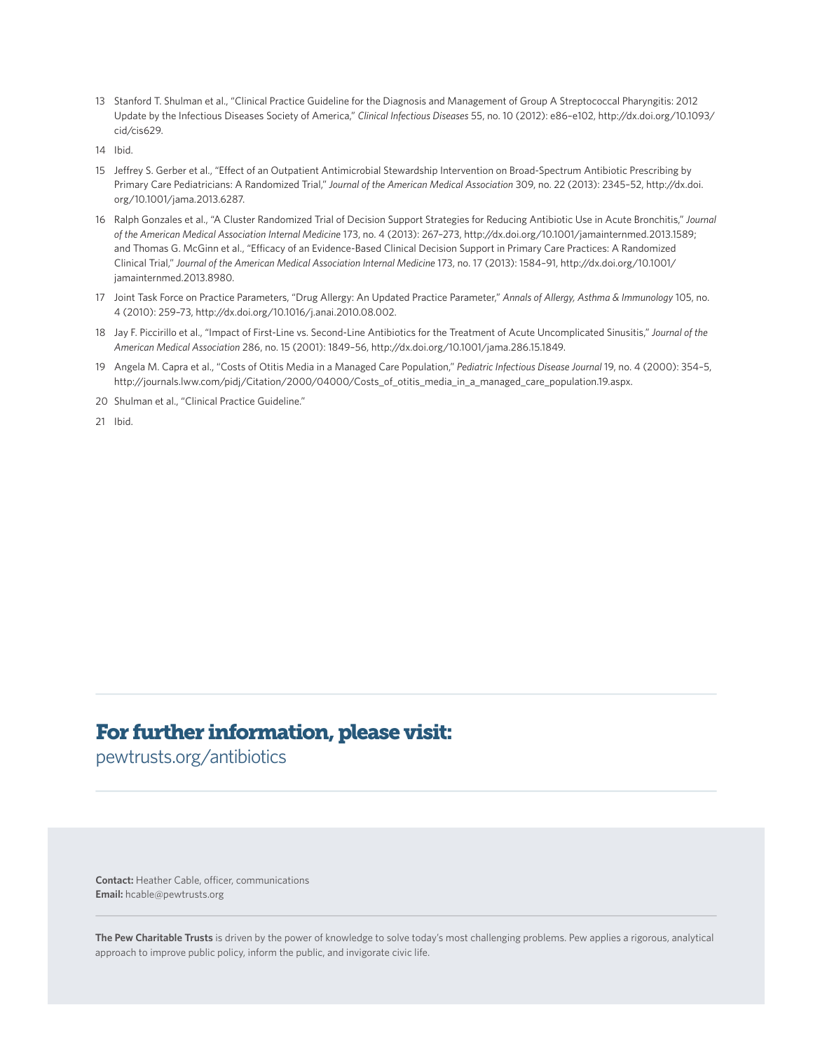13 Stanford T. Shulman et al., "Clinical Practice Guideline for the Diagnosis and Management of Group A Streptococcal Pharyngitis: 2012 Update by the Infectious Diseases Society of America," *Clinical Infectious Diseases* 55, no. 10 (2012): e86–e102, http://dx.doi.org/10.1093/cid/cis629.

14 Ibid.

15 Jeffrey S. Gerber et al., "Effect of an Outpatient Antimicrobial Stewardship Intervention on Broad-Spectrum Antibiotic Prescribing by Primary Care Pediatricians: A Randomized Trial," *Journal of the American Medical Association* 309, no. 22 (2013): 2345–52, http://dx.doi.org/10.1001/jama.2013.6287.

16 Ralph Gonzales et al., "A Cluster Randomized Trial of Decision Support Strategies for Reducing Antibiotic Use in Acute Bronchitis," *Journal of the American Medical Association Internal Medicine* 173, no. 4 (2013): 267–273, http://dx.doi.org/10.1001/jamainternmed.2013.1589; and Thomas G. McGinn et al., "Efficacy of an Evidence-Based Clinical Decision Support in Primary Care Practices: A Randomized Clinical Trial," *Journal of the American Medical Association Internal Medicine* 173, no. 17 (2013): 1584–91, http://dx.doi.org/10.1001/jamainternmed.2013.8980.

17 Joint Task Force on Practice Parameters, "Drug Allergy: An Updated Practice Parameter," *Annals of Allergy, Asthma & Immunology* 105, no. 4 (2010): 259–73, http://dx.doi.org/10.1016/j.anai.2010.08.002.

18 Jay F. Piccirillo et al., "Impact of First-Line vs. Second-Line Antibiotics for the Treatment of Acute Uncomplicated Sinusitis," *Journal of the American Medical Association* 286, no. 15 (2001): 1849–56, http://dx.doi.org/10.1001/jama.286.15.1849.

19 Angela M. Capra et al., "Costs of Otitis Media in a Managed Care Population," *Pediatric Infectious Disease Journal* 19, no. 4 (2000): 354–5, http://journals.lww.com/pidj/Citation/2000/04000/Costs_of_otitis_media_in_a_managed_care_population.19.aspx.

20 Shulman et al., "Clinical Practice Guideline."

21 Ibid.

## For further information, please visit:

pewtrusts.org/antibiotics

**Contact:** Heather Cable, officer, communications
**Email:** hcable@pewtrusts.org

**The Pew Charitable Trusts** is driven by the power of knowledge to solve today's most challenging problems. Pew applies a rigorous, analytical approach to improve public policy, inform the public, and invigorate civic life.